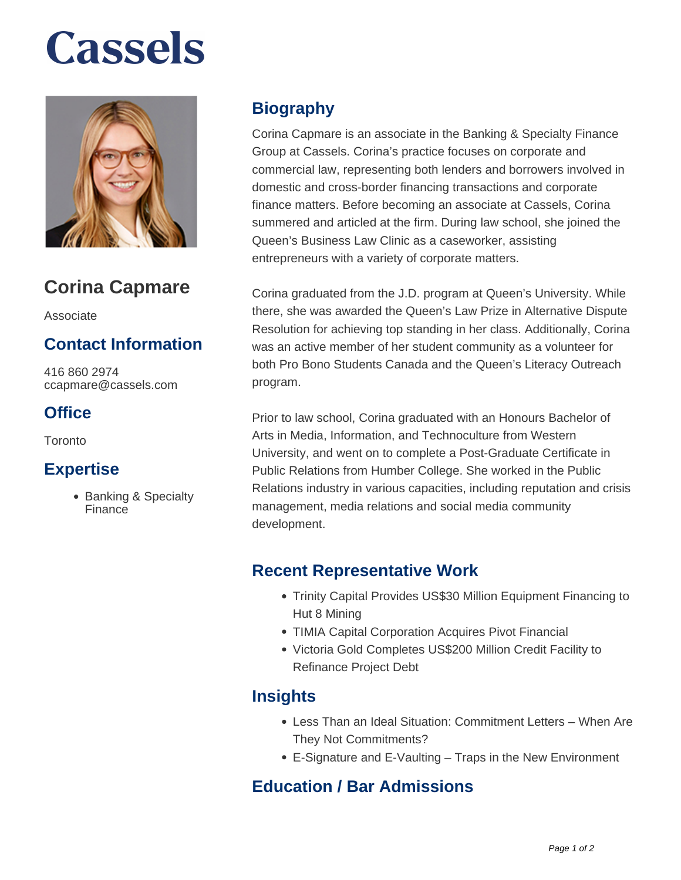# Cassels

## Corina Capmare

Associate

## Contact Information

416 860 2974
ccapmare@cassels.com

## Office

Toronto

## Expertise

- Banking & Specialty Finance

## Biography

Corina Capmare is an associate in the Banking & Specialty Finance Group at Cassels. Corina's practice focuses on corporate and commercial law, representing both lenders and borrowers involved in domestic and cross-border financing transactions and corporate finance matters. Before becoming an associate at Cassels, Corina summered and articled at the firm. During law school, she joined the Queen's Business Law Clinic as a caseworker, assisting entrepreneurs with a variety of corporate matters.

Corina graduated from the J.D. program at Queen's University. While there, she was awarded the Queen's Law Prize in Alternative Dispute Resolution for achieving top standing in her class. Additionally, Corina was an active member of her student community as a volunteer for both Pro Bono Students Canada and the Queen's Literacy Outreach program.

Prior to law school, Corina graduated with an Honours Bachelor of Arts in Media, Information, and Technoculture from Western University, and went on to complete a Post-Graduate Certificate in Public Relations from Humber College. She worked in the Public Relations industry in various capacities, including reputation and crisis management, media relations and social media community development.

## Recent Representative Work

- Trinity Capital Provides US$30 Million Equipment Financing to Hut 8 Mining
- TIMIA Capital Corporation Acquires Pivot Financial
- Victoria Gold Completes US$200 Million Credit Facility to Refinance Project Debt

## Insights

- Less Than an Ideal Situation: Commitment Letters – When Are They Not Commitments?
- E-Signature and E-Vaulting – Traps in the New Environment

## Education / Bar Admissions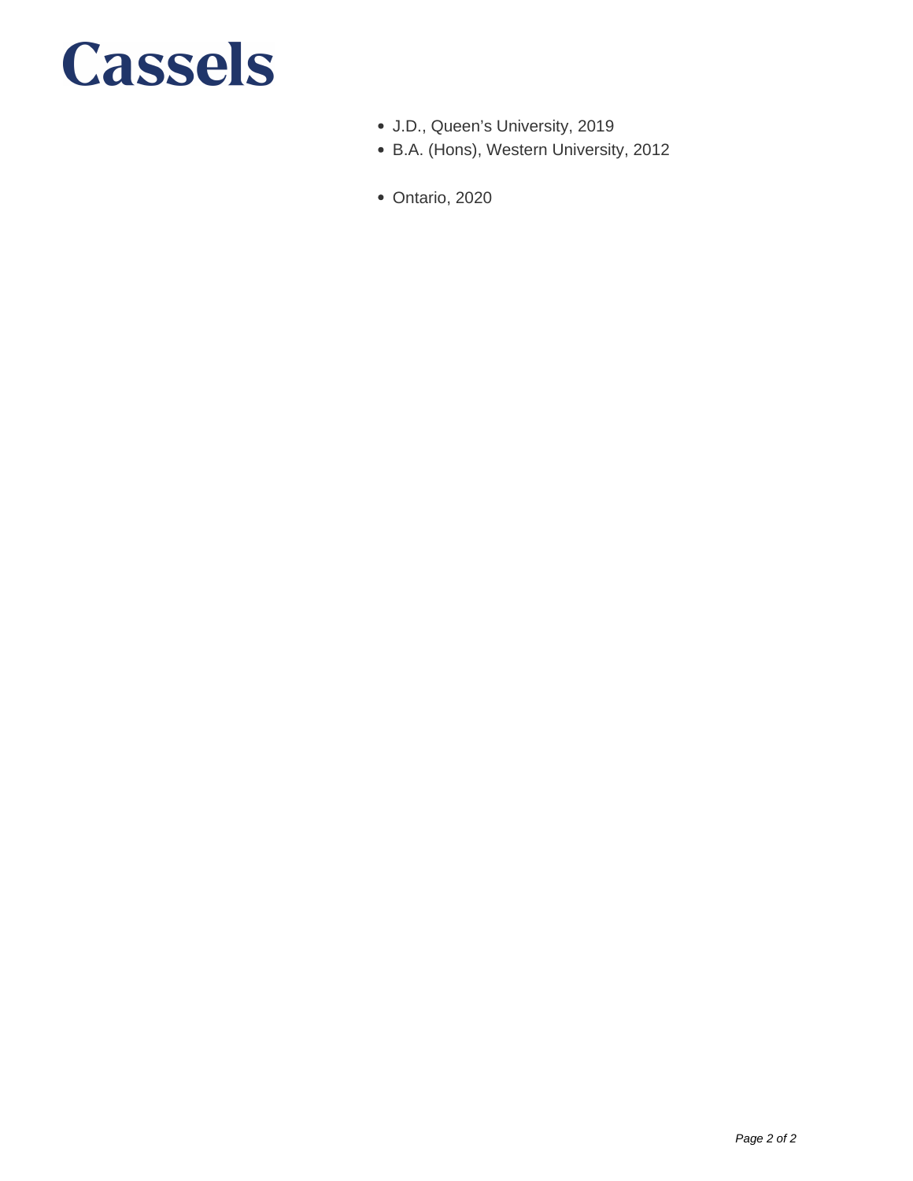- J.D., Queen's University, 2019
- B.A. (Hons), Western University, 2012

- Ontario, 2020